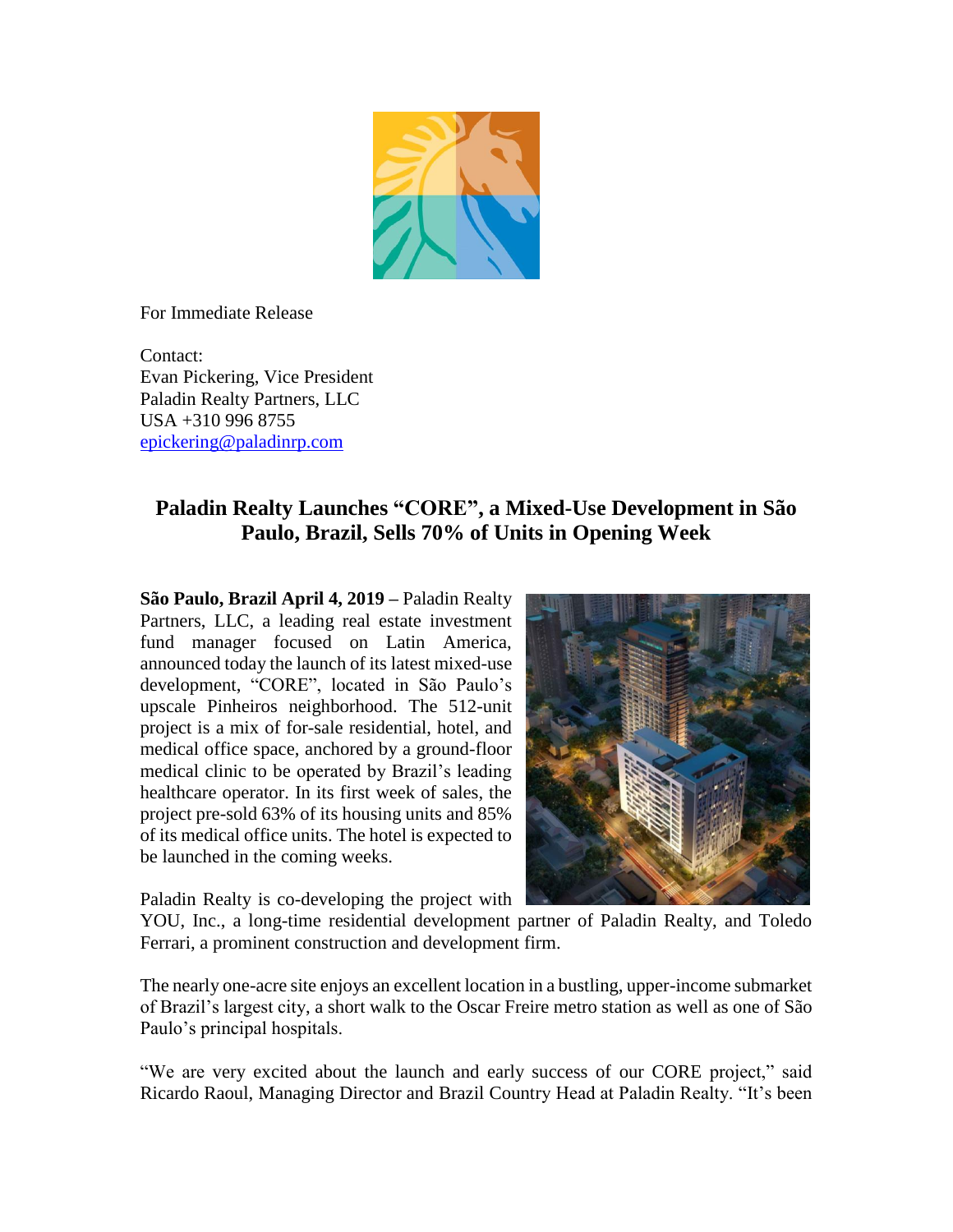For Immediate Release

Contact:
Evan Pickering, Vice President
Paladin Realty Partners, LLC
USA +310 996 8755
epickering@paladinrp.com

## Paladin Realty Launches "CORE", a Mixed-Use Development in São Paulo, Brazil, Sells 70% of Units in Opening Week

**São Paulo, Brazil April 4, 2019 –** Paladin Realty Partners, LLC, a leading real estate investment fund manager focused on Latin America, announced today the launch of its latest mixed-use development, "CORE", located in São Paulo's upscale Pinheiros neighborhood. The 512-unit project is a mix of for-sale residential, hotel, and medical office space, anchored by a ground-floor medical clinic to be operated by Brazil's leading healthcare operator. In its first week of sales, the project pre-sold 63% of its housing units and 85% of its medical office units. The hotel is expected to be launched in the coming weeks.

Paladin Realty is co-developing the project with YOU, Inc., a long-time residential development partner of Paladin Realty, and Toledo Ferrari, a prominent construction and development firm.

The nearly one-acre site enjoys an excellent location in a bustling, upper-income submarket of Brazil's largest city, a short walk to the Oscar Freire metro station as well as one of São Paulo's principal hospitals.

"We are very excited about the launch and early success of our CORE project," said Ricardo Raoul, Managing Director and Brazil Country Head at Paladin Realty. "It's been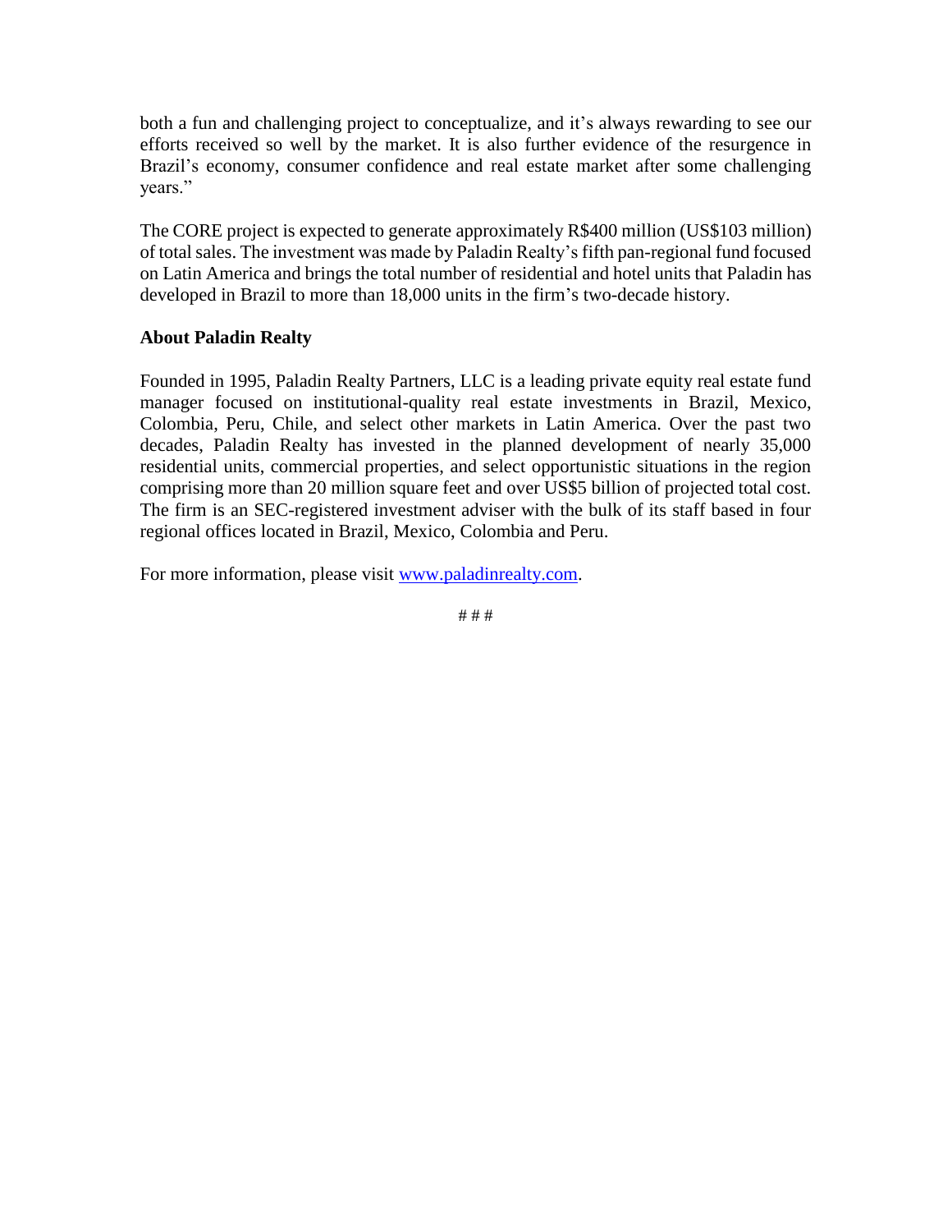both a fun and challenging project to conceptualize, and it's always rewarding to see our efforts received so well by the market. It is also further evidence of the resurgence in Brazil's economy, consumer confidence and real estate market after some challenging years."

The CORE project is expected to generate approximately R$400 million (US$103 million) of total sales. The investment was made by Paladin Realty's fifth pan-regional fund focused on Latin America and brings the total number of residential and hotel units that Paladin has developed in Brazil to more than 18,000 units in the firm's two-decade history.

**About Paladin Realty**

Founded in 1995, Paladin Realty Partners, LLC is a leading private equity real estate fund manager focused on institutional-quality real estate investments in Brazil, Mexico, Colombia, Peru, Chile, and select other markets in Latin America. Over the past two decades, Paladin Realty has invested in the planned development of nearly 35,000 residential units, commercial properties, and select opportunistic situations in the region comprising more than 20 million square feet and over US$5 billion of projected total cost. The firm is an SEC-registered investment adviser with the bulk of its staff based in four regional offices located in Brazil, Mexico, Colombia and Peru.

For more information, please visit [www.paladinrealty.com](http://www.paladinrealty.com).

# # #